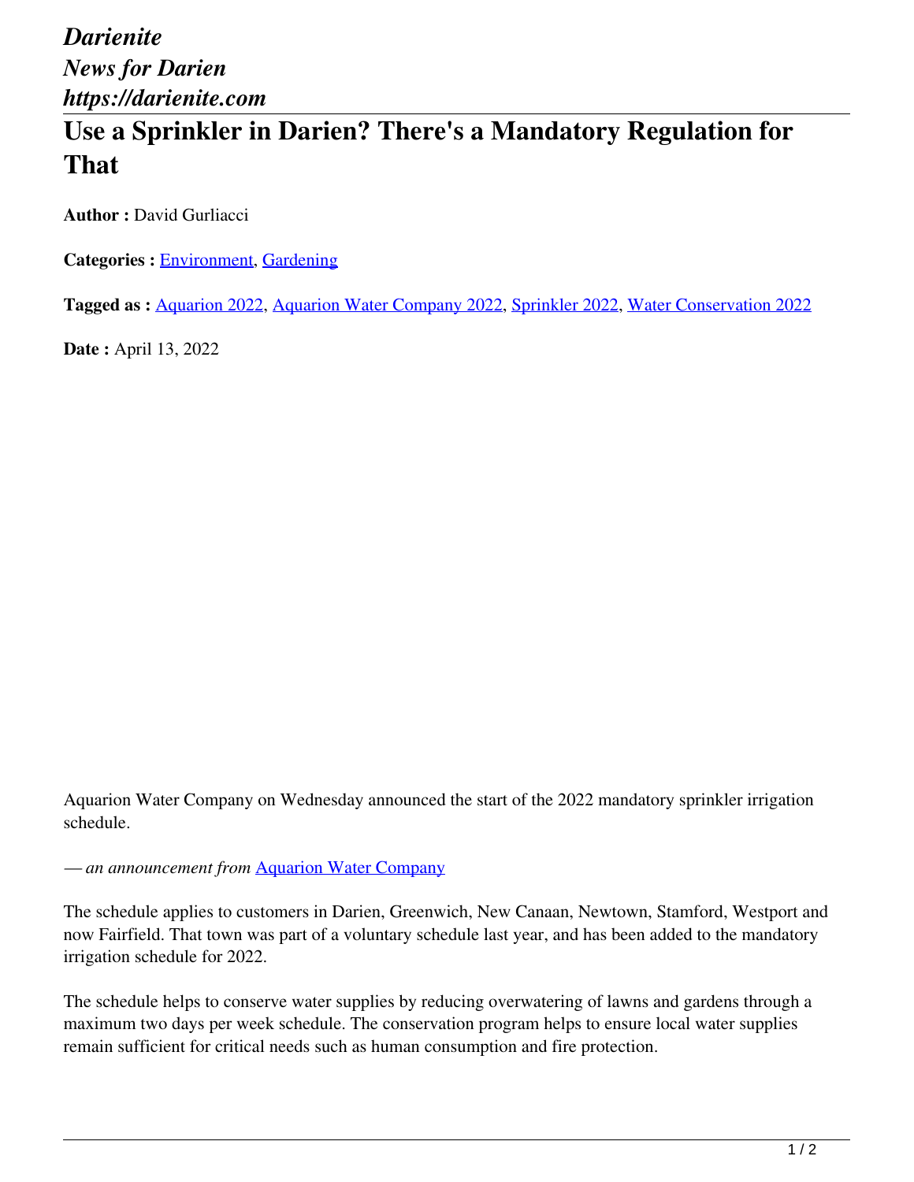*Darienite*
*News for Darien*
*https://darienite.com*

# Use a Sprinkler in Darien? There's a Mandatory Regulation for That

**Author :** David Gurliacci

**Categories :** Environment, Gardening

**Tagged as :** Aquarion 2022, Aquarion Water Company 2022, Sprinkler 2022, Water Conservation 2022

**Date :** April 13, 2022

Aquarion Water Company on Wednesday announced the start of the 2022 mandatory sprinkler irrigation schedule.

— *an announcement from* Aquarion Water Company

The schedule applies to customers in Darien, Greenwich, New Canaan, Newtown, Stamford, Westport and now Fairfield. That town was part of a voluntary schedule last year, and has been added to the mandatory irrigation schedule for 2022.

The schedule helps to conserve water supplies by reducing overwatering of lawns and gardens through a maximum two days per week schedule. The conservation program helps to ensure local water supplies remain sufficient for critical needs such as human consumption and fire protection.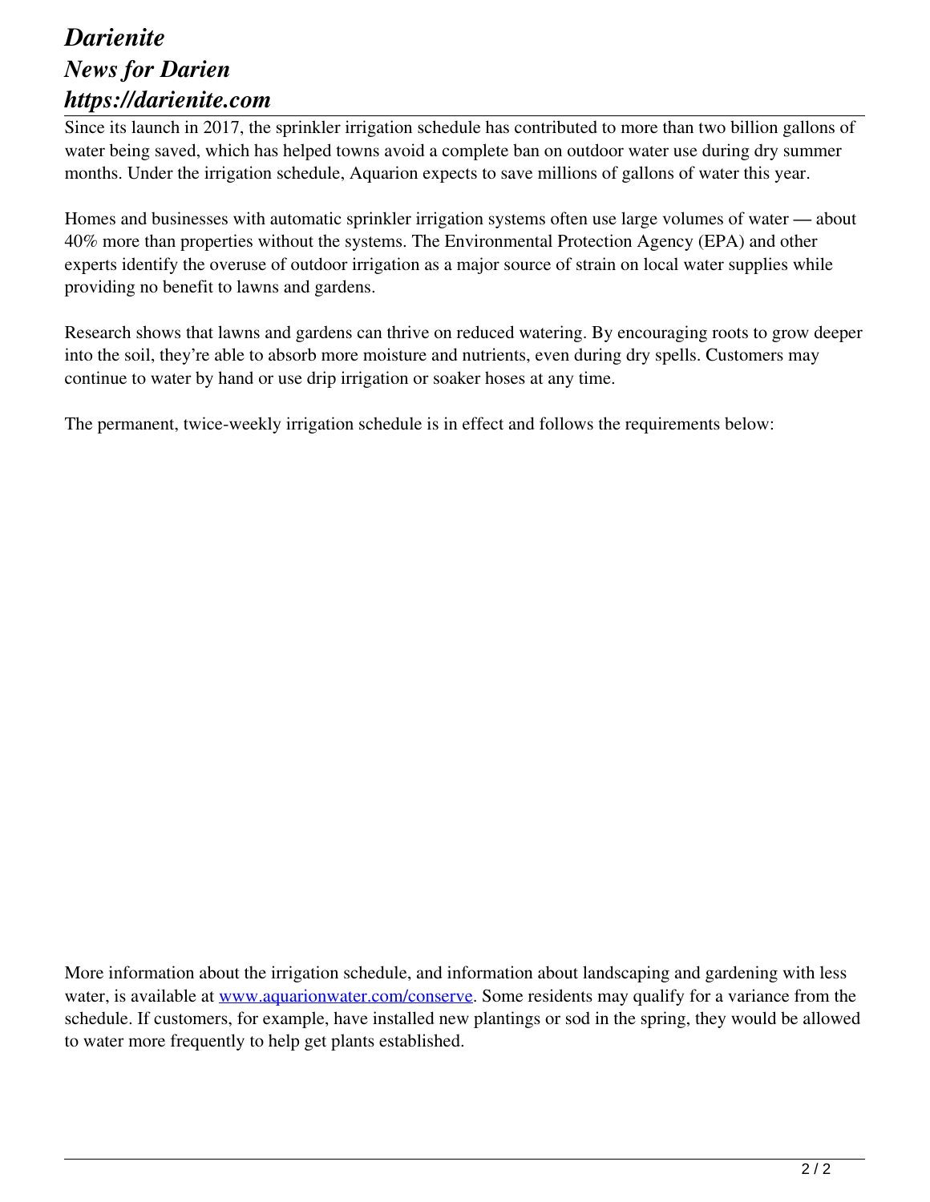Since its launch in 2017, the sprinkler irrigation schedule has contributed to more than two billion gallons of water being saved, which has helped towns avoid a complete ban on outdoor water use during dry summer months. Under the irrigation schedule, Aquarion expects to save millions of gallons of water this year.

Homes and businesses with automatic sprinkler irrigation systems often use large volumes of water — about 40% more than properties without the systems. The Environmental Protection Agency (EPA) and other experts identify the overuse of outdoor irrigation as a major source of strain on local water supplies while providing no benefit to lawns and gardens.

Research shows that lawns and gardens can thrive on reduced watering. By encouraging roots to grow deeper into the soil, they're able to absorb more moisture and nutrients, even during dry spells. Customers may continue to water by hand or use drip irrigation or soaker hoses at any time.

The permanent, twice-weekly irrigation schedule is in effect and follows the requirements below:

More information about the irrigation schedule, and information about landscaping and gardening with less water, is available at [www.aquarionwater.com/conserve](http://www.aquarionwater.com/conserve). Some residents may qualify for a variance from the schedule. If customers, for example, have installed new plantings or sod in the spring, they would be allowed to water more frequently to help get plants established.